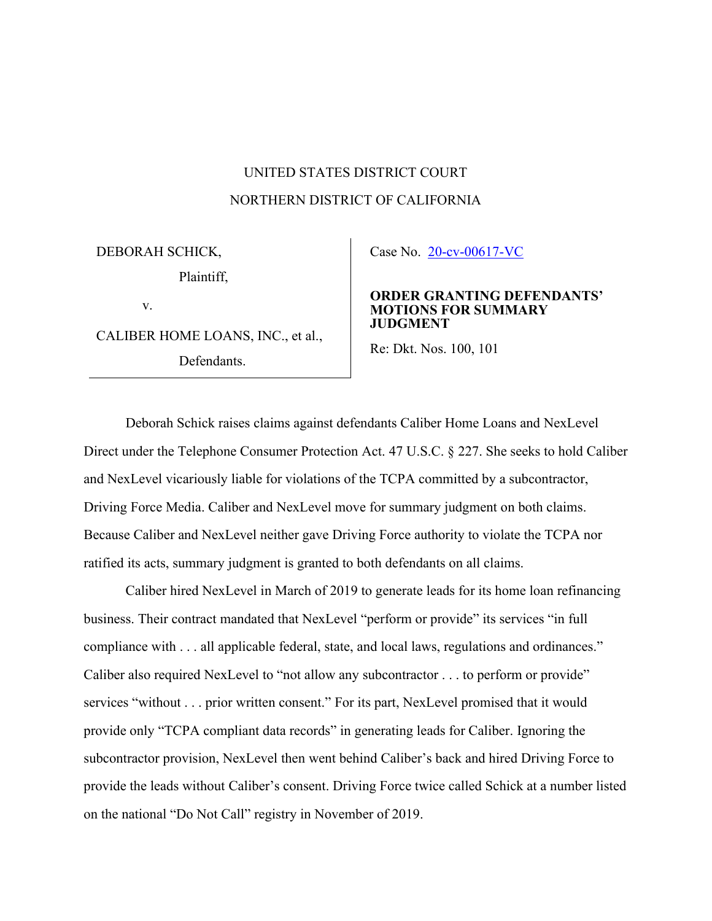UNITED STATES DISTRICT COURT

NORTHERN DISTRICT OF CALIFORNIA

DEBORAH SCHICK,

Plaintiff,

v.

CALIBER HOME LOANS, INC., et al.,

Defendants.

Case No. 20-cv-00617-VC

**ORDER GRANTING DEFENDANTS' MOTIONS FOR SUMMARY JUDGMENT**

Re: Dkt. Nos. 100, 101

Deborah Schick raises claims against defendants Caliber Home Loans and NexLevel Direct under the Telephone Consumer Protection Act. 47 U.S.C. § 227. She seeks to hold Caliber and NexLevel vicariously liable for violations of the TCPA committed by a subcontractor, Driving Force Media. Caliber and NexLevel move for summary judgment on both claims. Because Caliber and NexLevel neither gave Driving Force authority to violate the TCPA nor ratified its acts, summary judgment is granted to both defendants on all claims.

Caliber hired NexLevel in March of 2019 to generate leads for its home loan refinancing business. Their contract mandated that NexLevel "perform or provide" its services "in full compliance with . . . all applicable federal, state, and local laws, regulations and ordinances." Caliber also required NexLevel to "not allow any subcontractor . . . to perform or provide" services "without . . . prior written consent." For its part, NexLevel promised that it would provide only "TCPA compliant data records" in generating leads for Caliber. Ignoring the subcontractor provision, NexLevel then went behind Caliber's back and hired Driving Force to provide the leads without Caliber's consent. Driving Force twice called Schick at a number listed on the national "Do Not Call" registry in November of 2019.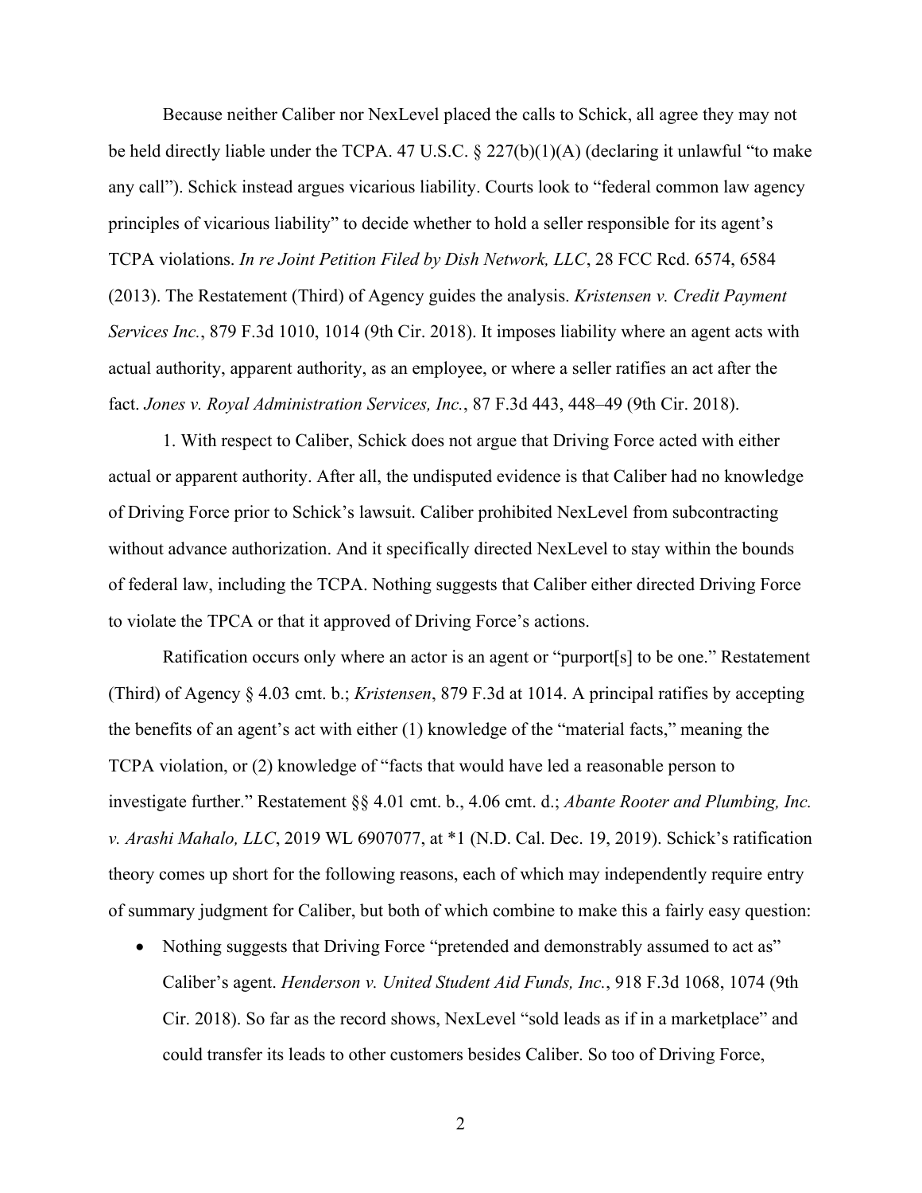Because neither Caliber nor NexLevel placed the calls to Schick, all agree they may not be held directly liable under the TCPA. 47 U.S.C. § 227(b)(1)(A) (declaring it unlawful "to make any call"). Schick instead argues vicarious liability. Courts look to "federal common law agency principles of vicarious liability" to decide whether to hold a seller responsible for its agent's TCPA violations. *In re Joint Petition Filed by Dish Network, LLC*, 28 FCC Rcd. 6574, 6584 (2013). The Restatement (Third) of Agency guides the analysis. *Kristensen v. Credit Payment Services Inc.*, 879 F.3d 1010, 1014 (9th Cir. 2018). It imposes liability where an agent acts with actual authority, apparent authority, as an employee, or where a seller ratifies an act after the fact. *Jones v. Royal Administration Services, Inc.*, 87 F.3d 443, 448–49 (9th Cir. 2018).

1. With respect to Caliber, Schick does not argue that Driving Force acted with either actual or apparent authority. After all, the undisputed evidence is that Caliber had no knowledge of Driving Force prior to Schick's lawsuit. Caliber prohibited NexLevel from subcontracting without advance authorization. And it specifically directed NexLevel to stay within the bounds of federal law, including the TCPA. Nothing suggests that Caliber either directed Driving Force to violate the TPCA or that it approved of Driving Force's actions.

Ratification occurs only where an actor is an agent or "purport[s] to be one." Restatement (Third) of Agency § 4.03 cmt. b.; *Kristensen*, 879 F.3d at 1014. A principal ratifies by accepting the benefits of an agent's act with either (1) knowledge of the "material facts," meaning the TCPA violation, or (2) knowledge of "facts that would have led a reasonable person to investigate further." Restatement §§ 4.01 cmt. b., 4.06 cmt. d.; *Abante Rooter and Plumbing, Inc. v. Arashi Mahalo, LLC*, 2019 WL 6907077, at *1 (N.D. Cal. Dec. 19, 2019). Schick's ratification theory comes up short for the following reasons, each of which may independently require entry of summary judgment for Caliber, but both of which combine to make this a fairly easy question:

- Nothing suggests that Driving Force "pretended and demonstrably assumed to act as" Caliber's agent. *Henderson v. United Student Aid Funds, Inc.*, 918 F.3d 1068, 1074 (9th Cir. 2018). So far as the record shows, NexLevel "sold leads as if in a marketplace" and could transfer its leads to other customers besides Caliber. So too of Driving Force,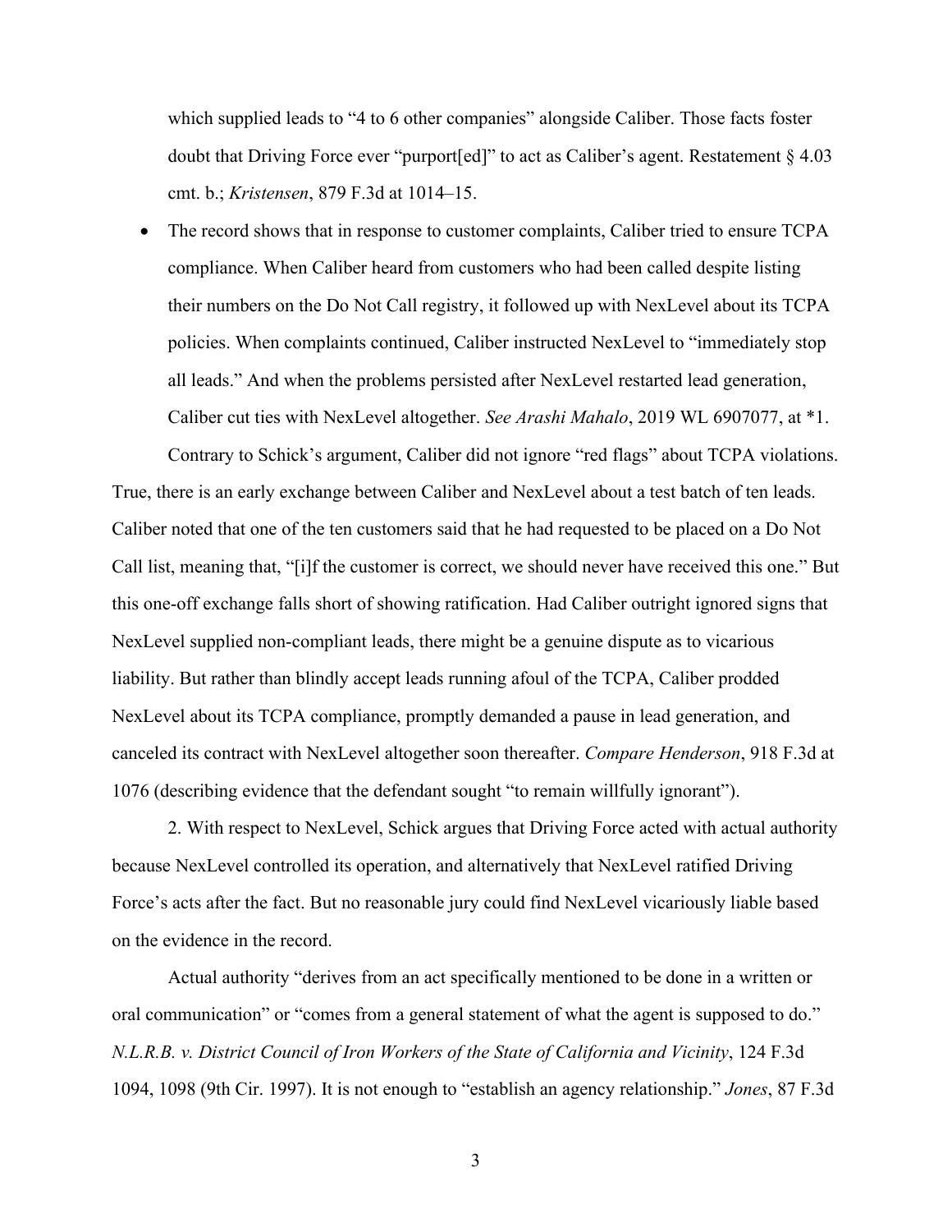which supplied leads to "4 to 6 other companies" alongside Caliber. Those facts foster doubt that Driving Force ever "purport[ed]" to act as Caliber's agent. Restatement § 4.03 cmt. b.; *Kristensen*, 879 F.3d at 1014–15.

- The record shows that in response to customer complaints, Caliber tried to ensure TCPA compliance. When Caliber heard from customers who had been called despite listing their numbers on the Do Not Call registry, it followed up with NexLevel about its TCPA policies. When complaints continued, Caliber instructed NexLevel to "immediately stop all leads." And when the problems persisted after NexLevel restarted lead generation, Caliber cut ties with NexLevel altogether. *See Arashi Mahalo*, 2019 WL 6907077, at *1.

Contrary to Schick's argument, Caliber did not ignore "red flags" about TCPA violations. True, there is an early exchange between Caliber and NexLevel about a test batch of ten leads. Caliber noted that one of the ten customers said that he had requested to be placed on a Do Not Call list, meaning that, "[i]f the customer is correct, we should never have received this one." But this one-off exchange falls short of showing ratification. Had Caliber outright ignored signs that NexLevel supplied non-compliant leads, there might be a genuine dispute as to vicarious liability. But rather than blindly accept leads running afoul of the TCPA, Caliber prodded NexLevel about its TCPA compliance, promptly demanded a pause in lead generation, and canceled its contract with NexLevel altogether soon thereafter. *Compare Henderson*, 918 F.3d at 1076 (describing evidence that the defendant sought "to remain willfully ignorant").

2. With respect to NexLevel, Schick argues that Driving Force acted with actual authority because NexLevel controlled its operation, and alternatively that NexLevel ratified Driving Force's acts after the fact. But no reasonable jury could find NexLevel vicariously liable based on the evidence in the record.

Actual authority "derives from an act specifically mentioned to be done in a written or oral communication" or "comes from a general statement of what the agent is supposed to do." *N.L.R.B. v. District Council of Iron Workers of the State of California and Vicinity*, 124 F.3d 1094, 1098 (9th Cir. 1997). It is not enough to "establish an agency relationship." *Jones*, 87 F.3d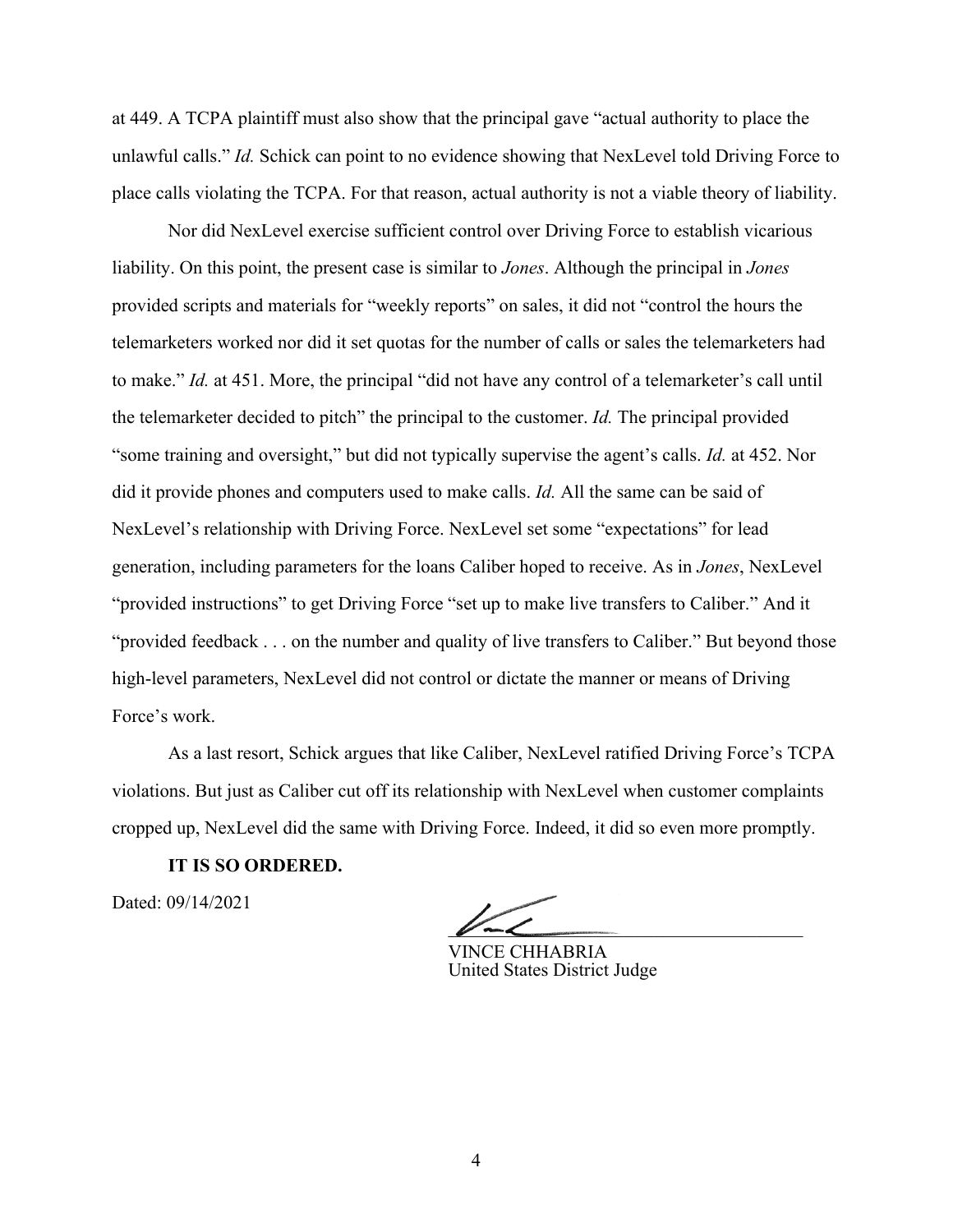at 449. A TCPA plaintiff must also show that the principal gave "actual authority to place the unlawful calls." *Id.* Schick can point to no evidence showing that NexLevel told Driving Force to place calls violating the TCPA. For that reason, actual authority is not a viable theory of liability.

Nor did NexLevel exercise sufficient control over Driving Force to establish vicarious liability. On this point, the present case is similar to *Jones*. Although the principal in *Jones* provided scripts and materials for "weekly reports" on sales, it did not "control the hours the telemarketers worked nor did it set quotas for the number of calls or sales the telemarketers had to make." *Id.* at 451. More, the principal "did not have any control of a telemarketer's call until the telemarketer decided to pitch" the principal to the customer. *Id.* The principal provided "some training and oversight," but did not typically supervise the agent's calls. *Id.* at 452. Nor did it provide phones and computers used to make calls. *Id.* All the same can be said of NexLevel's relationship with Driving Force. NexLevel set some "expectations" for lead generation, including parameters for the loans Caliber hoped to receive. As in *Jones*, NexLevel "provided instructions" to get Driving Force "set up to make live transfers to Caliber." And it "provided feedback . . . on the number and quality of live transfers to Caliber." But beyond those high-level parameters, NexLevel did not control or dictate the manner or means of Driving Force's work.

As a last resort, Schick argues that like Caliber, NexLevel ratified Driving Force's TCPA violations. But just as Caliber cut off its relationship with NexLevel when customer complaints cropped up, NexLevel did the same with Driving Force. Indeed, it did so even more promptly.

**IT IS SO ORDERED.**

Dated: 09/14/2021

VINCE CHHABRIA
United States District Judge